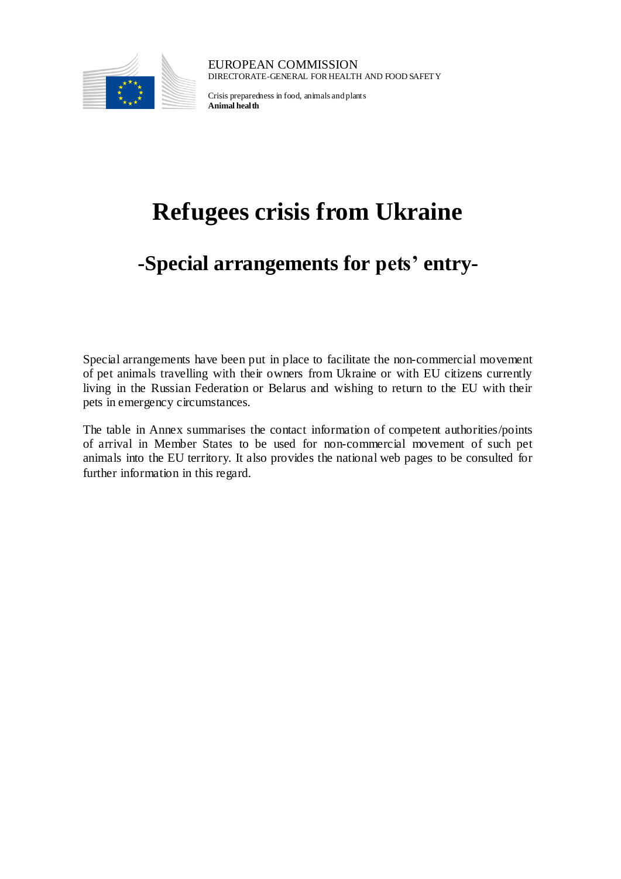EUROPEAN COMMISSION
DIRECTORATE-GENERAL FOR HEALTH AND FOOD SAFETY

Crisis preparedness in food, animals and plants
**Animal health**

# Refugees crisis from Ukraine

## -Special arrangements for pets' entry-

Special arrangements have been put in place to facilitate the non-commercial movement of pet animals travelling with their owners from Ukraine or with EU citizens currently living in the Russian Federation or Belarus and wishing to return to the EU with their pets in emergency circumstances.

The table in Annex summarises the contact information of competent authorities/points of arrival in Member States to be used for non-commercial movement of such pet animals into the EU territory. It also provides the national web pages to be consulted for further information in this regard.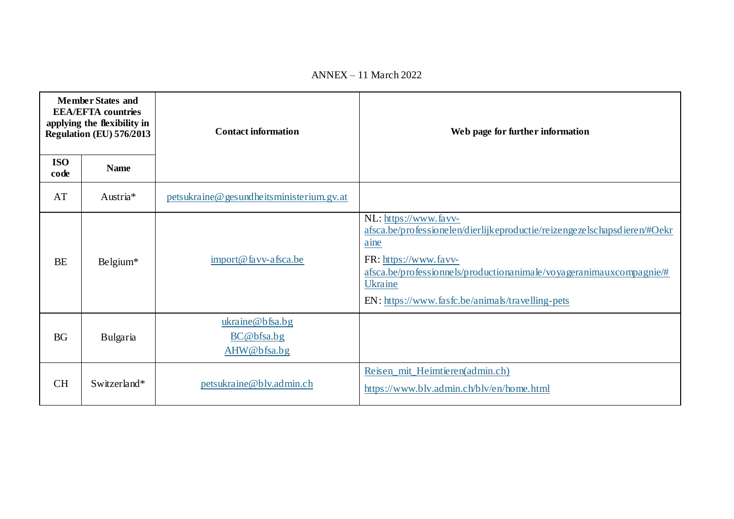ANNEX – 11 March 2022

| Member States and EEA/EFTA countries applying the flexibility in Regulation (EU) 576/2013 | | Contact information | Web page for further information |
|---|---|---|---|
| **ISO code** | **Name** | | |
| AT | Austria* | petsukraine@gesundheitsministerium.gv.at | |
| BE | Belgium* | import@favv-afsca.be | NL: https://www.favv-afsca.be/professionelen/dierlijkeproductie/reizengezelschapsdieren/#Oekraine<br>FR: https://www.favv-afsca.be/professionnels/productionanimale/voyageranimauxcompagnie/#Ukraine<br>EN: https://www.fasfc.be/animals/travelling-pets |
| BG | Bulgaria | ukraine@bfsa.bg<br>BC@bfsa.bg<br>AHW@bfsa.bg | |
| CH | Switzerland* | petsukraine@blv.admin.ch | Reisen_mit_Heimtieren(admin.ch)<br>https://www.blv.admin.ch/blv/en/home.html |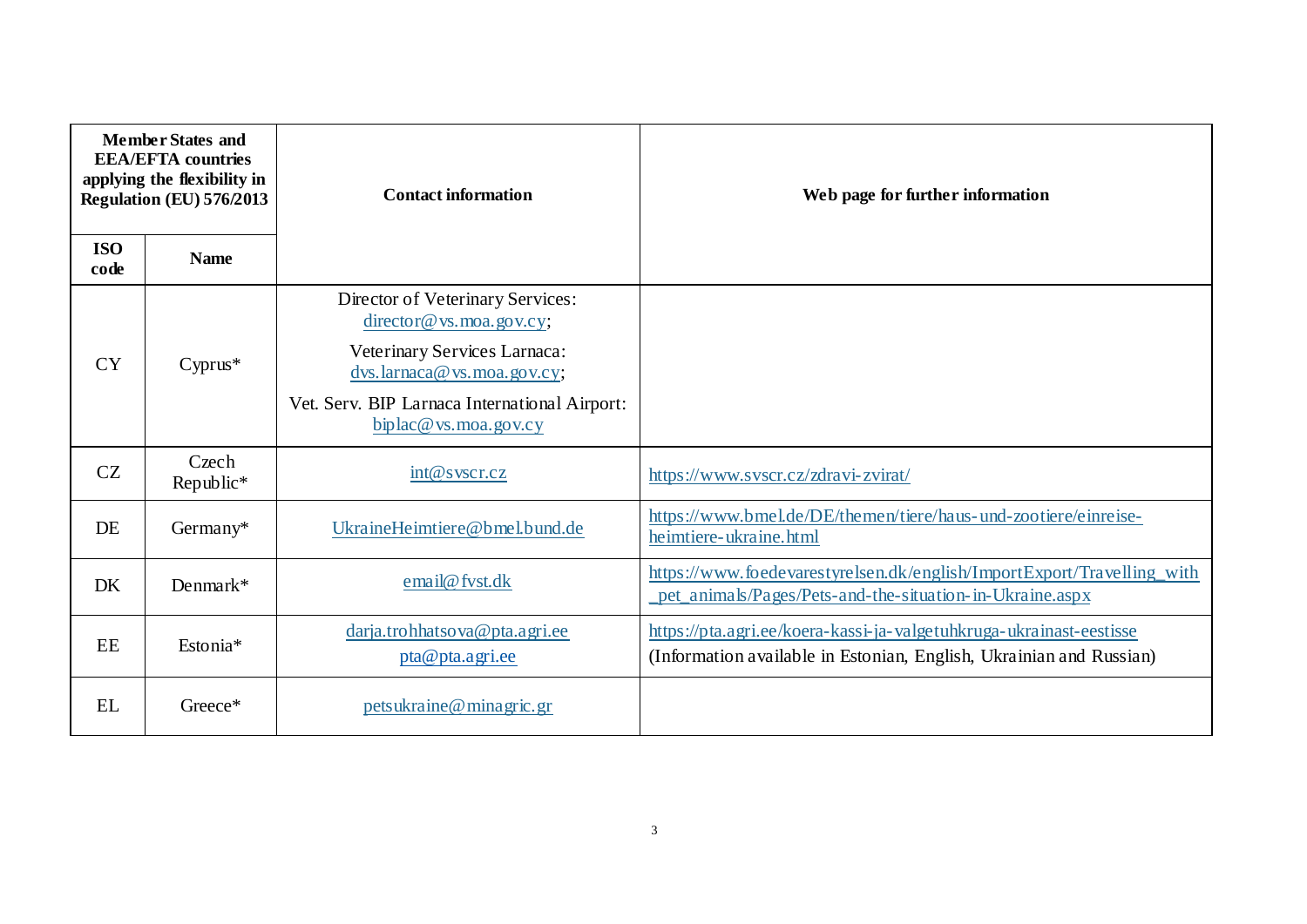| Member States and EEA/EFTA countries applying the flexibility in Regulation (EU) 576/2013 | | Contact information | Web page for further information |
|---|---|---|---|
| ISO code | Name | | |
| CY | Cyprus* | Director of Veterinary Services: director@vs.moa.gov.cy; Veterinary Services Larnaca: dvs.larnaca@vs.moa.gov.cy; Vet. Serv. BIP Larnaca International Airport: biplac@vs.moa.gov.cy | |
| CZ | Czech Republic* | int@svscr.cz | https://www.svscr.cz/zdravi-zvirat/ |
| DE | Germany* | UkraineHeimtiere@bmel.bund.de | https://www.bmel.de/DE/themen/tiere/haus-und-zootiere/einreise-heimtiere-ukraine.html |
| DK | Denmark* | email@fvst.dk | https://www.foedevarestyrelsen.dk/english/ImportExport/Travelling_with_pet_animals/Pages/Pets-and-the-situation-in-Ukraine.aspx |
| EE | Estonia* | darja.trohhatsova@pta.agri.ee pta@pta.agri.ee | https://pta.agri.ee/koera-kassi-ja-valgetuhkruga-ukrainast-eestisse (Information available in Estonian, English, Ukrainian and Russian) |
| EL | Greece* | petsukraine@minagric.gr | |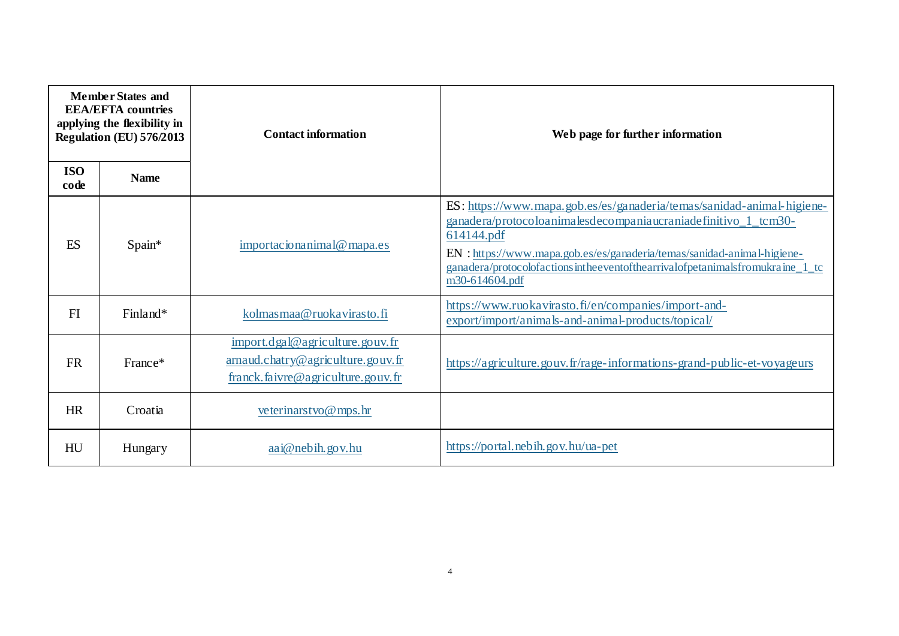| Member States and EEA/EFTA countries applying the flexibility in Regulation (EU) 576/2013 | | Contact information | Web page for further information |
|---|---|---|---|
| ISO code | Name | | |
| ES | Spain* | importacionanimal@mapa.es | ES: https://www.mapa.gob.es/es/ganaderia/temas/sanidad-animal-higiene-ganadera/protocoloanimalesdecompaniaucraniadefinitivo_1_tcm30-614144.pdf<br>EN : https://www.mapa.gob.es/es/ganaderia/temas/sanidad-animal-higiene-ganadera/protocolofactionsintheeventofthearrivalofpetanimalsfromukraine_1_tcm30-614604.pdf |
| FI | Finland* | kolmasmaa@ruokavirasto.fi | https://www.ruokavirasto.fi/en/companies/import-and-export/import/animals-and-animal-products/topical/ |
| FR | France* | import.dgal@agriculture.gouv.fr<br>arnaud.chatry@agriculture.gouv.fr<br>franck.faivre@agriculture.gouv.fr | https://agriculture.gouv.fr/rage-informations-grand-public-et-voyageurs |
| HR | Croatia | veterinarstvo@mps.hr | |
| HU | Hungary | aai@nebih.gov.hu | https://portal.nebih.gov.hu/ua-pet |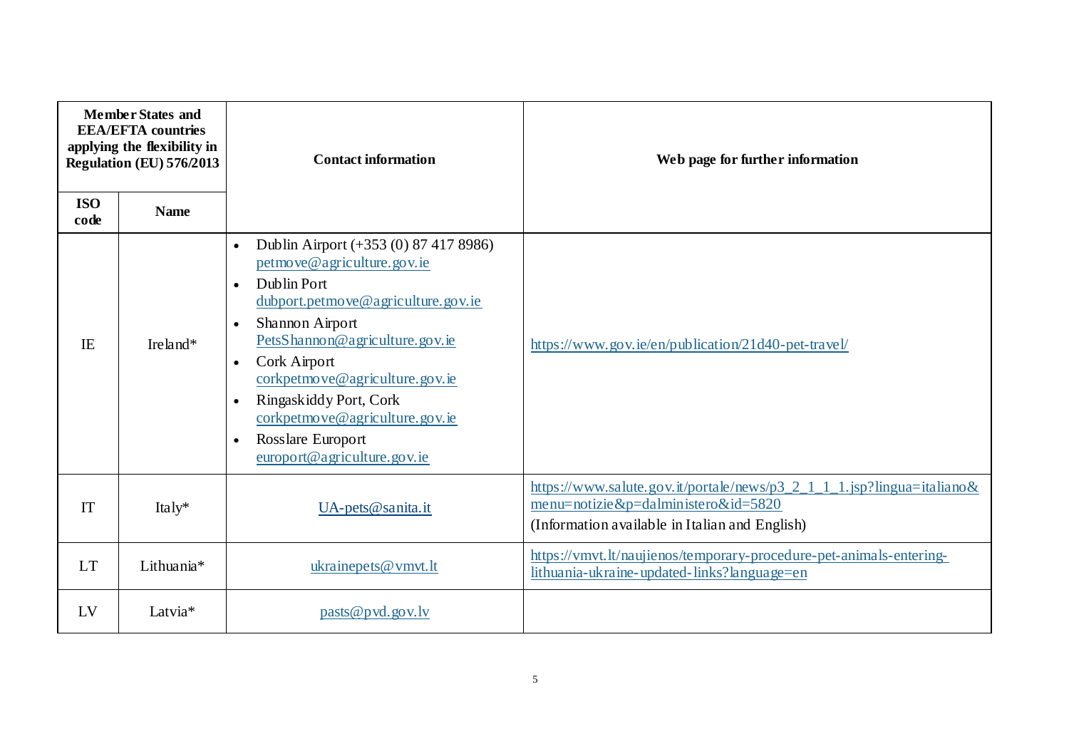| Member States and EEA/EFTA countries applying the flexibility in Regulation (EU) 576/2013 | | Contact information | Web page for further information |
|---|---|---|---|
| ISO code | Name | | |
| IE | Ireland* | • Dublin Airport (+353 (0) 87 417 8986) petmove@agriculture.gov.ie<br>• Dublin Port dubport.petmove@agriculture.gov.ie<br>• Shannon Airport PetsShannon@agriculture.gov.ie<br>• Cork Airport corkpetmove@agriculture.gov.ie<br>• Ringaskiddy Port, Cork corkpetmove@agriculture.gov.ie<br>• Rosslare Europort europort@agriculture.gov.ie | https://www.gov.ie/en/publication/21d40-pet-travel/ |
| IT | Italy* | UA-pets@sanita.it | https://www.salute.gov.it/portale/news/p3_2_1_1_1.jsp?lingua=italiano&menu=notizie&p=dalministero&id=5820<br>(Information available in Italian and English) |
| LT | Lithuania* | ukrainepets@vmvt.lt | https://vmvt.lt/naujienos/temporary-procedure-pet-animals-entering-lithuania-ukraine-updated-links?language=en |
| LV | Latvia* | pasts@pvd.gov.lv | |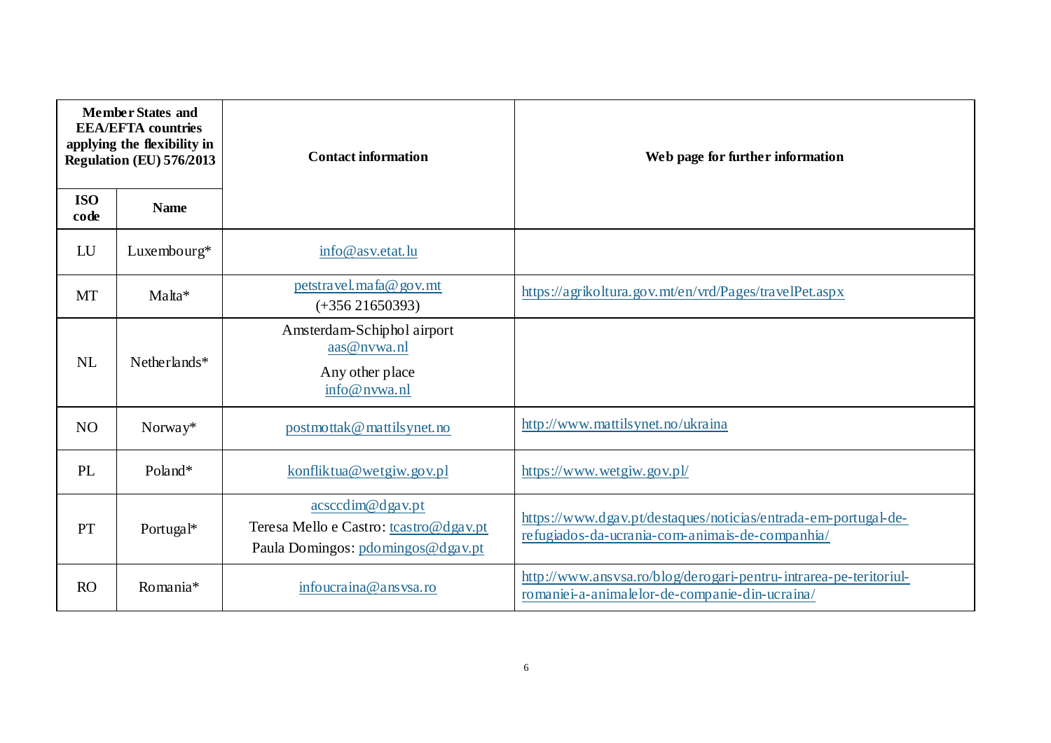| Member States and EEA/EFTA countries applying the flexibility in Regulation (EU) 576/2013 | | Contact information | Web page for further information |
|---|---|---|---|
| ISO code | Name | | |
| LU | Luxembourg* | info@asv.etat.lu | |
| MT | Malta* | petstravel.mafa@gov.mt (+356 21650393) | https://agrikoltura.gov.mt/en/vrd/Pages/travelPet.aspx |
| NL | Netherlands* | Amsterdam-Schiphol airport aas@nvwa.nl Any other place info@nvwa.nl | |
| NO | Norway* | postmottak@mattilsynet.no | http://www.mattilsynet.no/ukraina |
| PL | Poland* | konfliktua@wetgiw.gov.pl | https://www.wetgiw.gov.pl/ |
| PT | Portugal* | acsccdim@dgav.pt Teresa Mello e Castro: tcastro@dgav.pt Paula Domingos: pdomingos@dgav.pt | https://www.dgav.pt/destaques/noticias/entrada-em-portugal-de-refugiados-da-ucrania-com-animais-de-companhia/ |
| RO | Romania* | infoucraina@ansvsa.ro | http://www.ansvsa.ro/blog/derogari-pentru-intrarea-pe-teritoriul-romaniei-a-animalelor-de-companie-din-ucraina/ |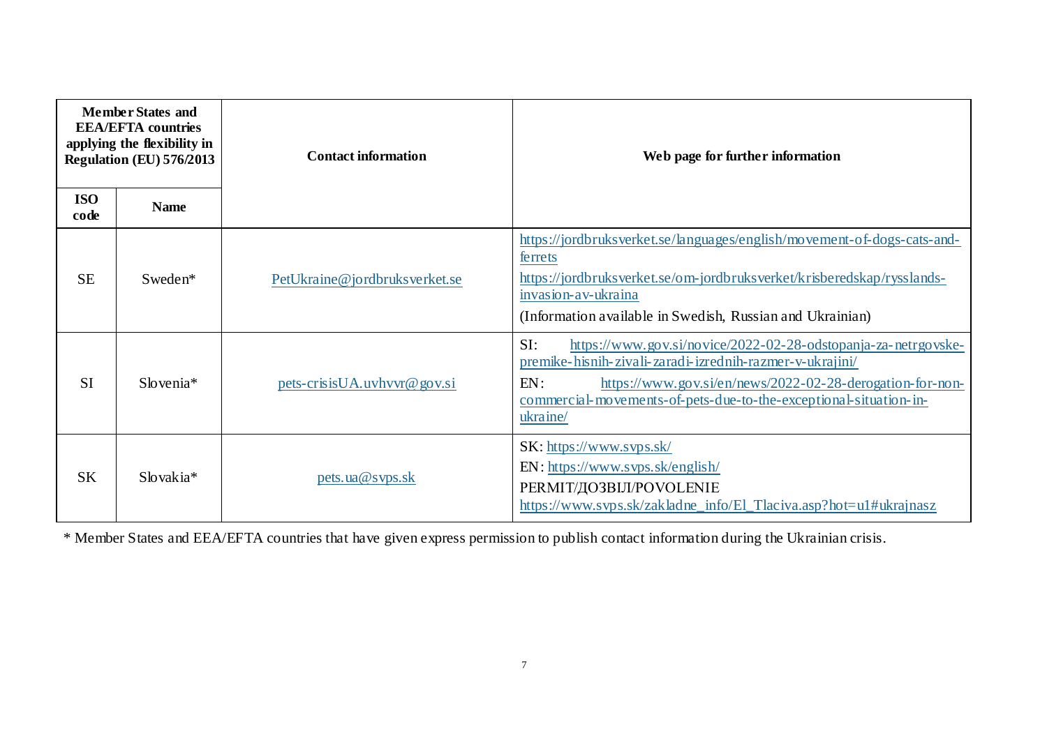| Member States and EEA/EFTA countries applying the flexibility in Regulation (EU) 576/2013 | | Contact information | Web page for further information |
|---|---|---|---|
| ISO code | Name | | |
| SE | Sweden* | PetUkraine@jordbruksverket.se | https://jordbruksverket.se/languages/english/movement-of-dogs-cats-and-ferrets<br>https://jordbruksverket.se/om-jordbruksverket/krisberedskap/rysslands-invasion-av-ukraina<br>(Information available in Swedish, Russian and Ukrainian) |
| SI | Slovenia* | pets-crisisUA.uvhvvr@gov.si | SI: https://www.gov.si/novice/2022-02-28-odstopanja-za-netrgovske-premike-hisnih-zivali-zaradi-izrednih-razmer-v-ukrajini/<br>EN: https://www.gov.si/en/news/2022-02-28-derogation-for-non-commercial-movements-of-pets-due-to-the-exceptional-situation-in-ukraine/ |
| SK | Slovakia* | pets.ua@svps.sk | SK: https://www.svps.sk/<br>EN: https://www.svps.sk/english/<br>PERMIT/ДОЗВІЛ/POVOLENIE<br>https://www.svps.sk/zakladne_info/El_Tlaciva.asp?hot=u1#ukrajnasz |

* Member States and EEA/EFTA countries that have given express permission to publish contact information during the Ukrainian crisis.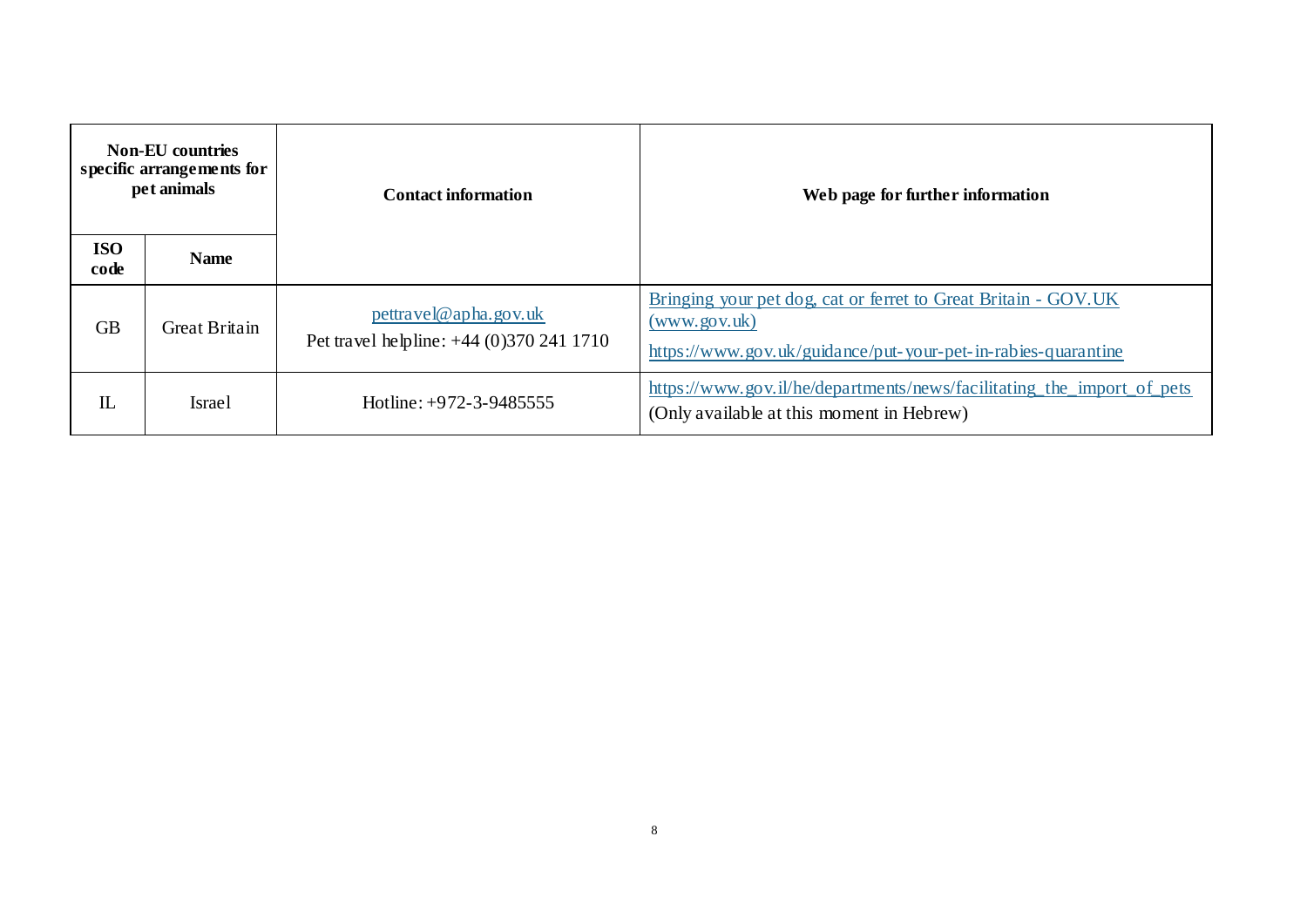| Non-EU countries specific arrangements for pet animals | | Contact information | Web page for further information |
|---|---|---|---|
| ISO code | Name | | |
| GB | Great Britain | pettravel@apha.gov.uk<br>Pet travel helpline: +44 (0)370 241 1710 | Bringing your pet dog, cat or ferret to Great Britain - GOV.UK (www.gov.uk)<br>https://www.gov.uk/guidance/put-your-pet-in-rabies-quarantine |
| IL | Israel | Hotline: +972-3-9485555 | https://www.gov.il/he/departments/news/facilitating_the_import_of_pets<br>(Only available at this moment in Hebrew) |